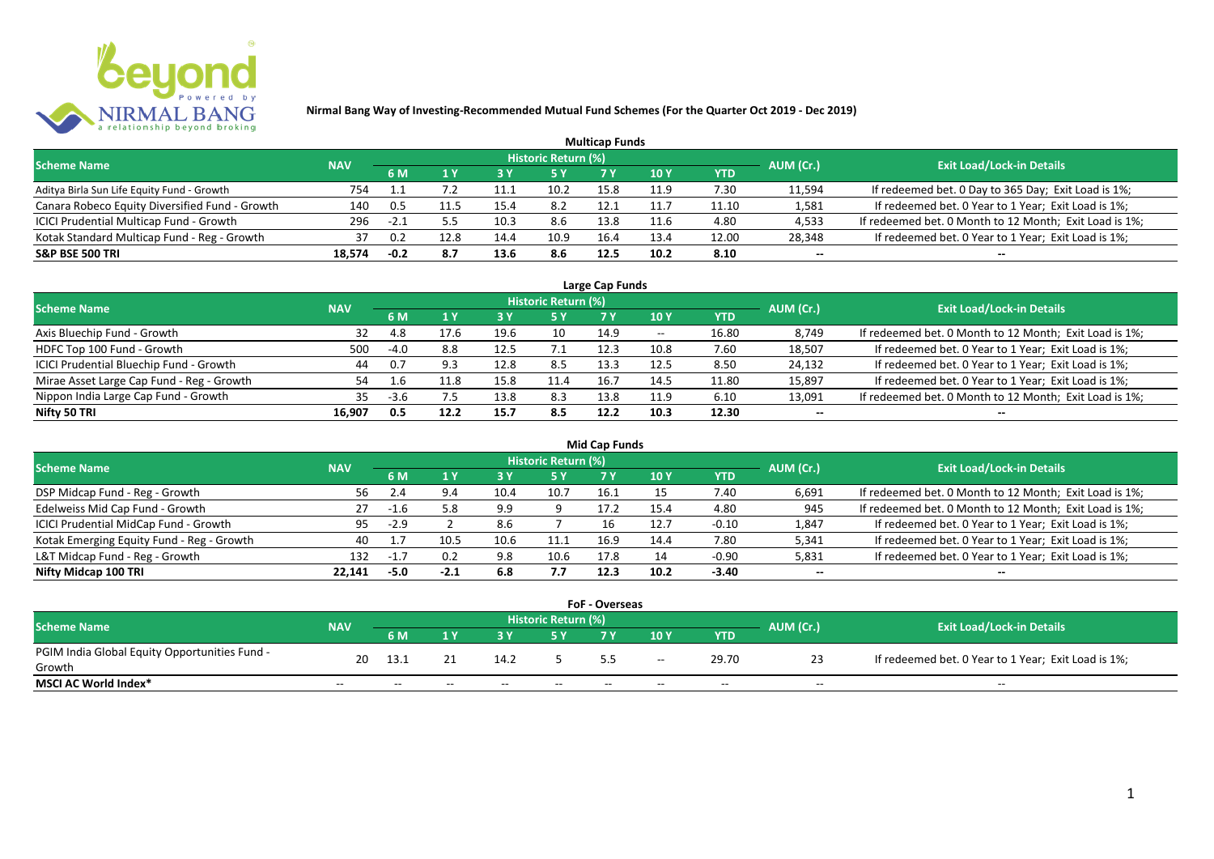# Nirmal Bang Way of Investing-Recommended Mutual Fund Schemes (For the Quarter Oct 2019 - Dec 2019)

## Multicap Funds

| Scheme Name | NAV | Historic Return (%) | | | | | | | AUM (Cr.) | Exit Load/Lock-in Details |
|---|---|---|---|---|---|---|---|---|---|---|
| | | 6 M | 1 Y | 3 Y | 5 Y | 7 Y | 10 Y | YTD | | |
| Aditya Birla Sun Life Equity Fund - Growth | 754 | 1.1 | 7.2 | 11.1 | 10.2 | 15.8 | 11.9 | 7.30 | 11,594 | If redeemed bet. 0 Day to 365 Day; Exit Load is 1%; |
| Canara Robeco Equity Diversified Fund - Growth | 140 | 0.5 | 11.5 | 15.4 | 8.2 | 12.1 | 11.7 | 11.10 | 1,581 | If redeemed bet. 0 Year to 1 Year; Exit Load is 1%; |
| ICICI Prudential Multicap Fund - Growth | 296 | -2.1 | 5.5 | 10.3 | 8.6 | 13.8 | 11.6 | 4.80 | 4,533 | If redeemed bet. 0 Month to 12 Month; Exit Load is 1%; |
| Kotak Standard Multicap Fund - Reg - Growth | 37 | 0.2 | 12.8 | 14.4 | 10.9 | 16.4 | 13.4 | 12.00 | 28,348 | If redeemed bet. 0 Year to 1 Year; Exit Load is 1%; |
| **S&P BSE 500 TRI** | **18,574** | **-0.2** | **8.7** | **13.6** | **8.6** | **12.5** | **10.2** | **8.10** | -- | -- |

## Large Cap Funds

| Scheme Name | NAV | Historic Return (%) | | | | | | | AUM (Cr.) | Exit Load/Lock-in Details |
|---|---|---|---|---|---|---|---|---|---|---|
| | | 6 M | 1 Y | 3 Y | 5 Y | 7 Y | 10 Y | YTD | | |
| Axis Bluechip Fund - Growth | 32 | 4.8 | 17.6 | 19.6 | 10 | 14.9 | -- | 16.80 | 8,749 | If redeemed bet. 0 Month to 12 Month; Exit Load is 1%; |
| HDFC Top 100 Fund - Growth | 500 | -4.0 | 8.8 | 12.5 | 7.1 | 12.3 | 10.8 | 7.60 | 18,507 | If redeemed bet. 0 Year to 1 Year; Exit Load is 1%; |
| ICICI Prudential Bluechip Fund - Growth | 44 | 0.7 | 9.3 | 12.8 | 8.5 | 13.3 | 12.5 | 8.50 | 24,132 | If redeemed bet. 0 Year to 1 Year; Exit Load is 1%; |
| Mirae Asset Large Cap Fund - Reg - Growth | 54 | 1.6 | 11.8 | 15.8 | 11.4 | 16.7 | 14.5 | 11.80 | 15,897 | If redeemed bet. 0 Year to 1 Year; Exit Load is 1%; |
| Nippon India Large Cap Fund - Growth | 35 | -3.6 | 7.5 | 13.8 | 8.3 | 13.8 | 11.9 | 6.10 | 13,091 | If redeemed bet. 0 Month to 12 Month; Exit Load is 1%; |
| **Nifty 50 TRI** | **16,907** | **0.5** | **12.2** | **15.7** | **8.5** | **12.2** | **10.3** | **12.30** | -- | -- |

## Mid Cap Funds

| Scheme Name | NAV | Historic Return (%) | | | | | | | AUM (Cr.) | Exit Load/Lock-in Details |
|---|---|---|---|---|---|---|---|---|---|---|
| | | 6 M | 1 Y | 3 Y | 5 Y | 7 Y | 10 Y | YTD | | |
| DSP Midcap Fund - Reg - Growth | 56 | 2.4 | 9.4 | 10.4 | 10.7 | 16.1 | 15 | 7.40 | 6,691 | If redeemed bet. 0 Month to 12 Month; Exit Load is 1%; |
| Edelweiss Mid Cap Fund - Growth | 27 | -1.6 | 5.8 | 9.9 | 9 | 17.2 | 15.4 | 4.80 | 945 | If redeemed bet. 0 Month to 12 Month; Exit Load is 1%; |
| ICICI Prudential MidCap Fund - Growth | 95 | -2.9 | 2 | 8.6 | 7 | 16 | 12.7 | -0.10 | 1,847 | If redeemed bet. 0 Year to 1 Year; Exit Load is 1%; |
| Kotak Emerging Equity Fund - Reg - Growth | 40 | 1.7 | 10.5 | 10.6 | 11.1 | 16.9 | 14.4 | 7.80 | 5,341 | If redeemed bet. 0 Year to 1 Year; Exit Load is 1%; |
| L&T Midcap Fund - Reg - Growth | 132 | -1.7 | 0.2 | 9.8 | 10.6 | 17.8 | 14 | -0.90 | 5,831 | If redeemed bet. 0 Year to 1 Year; Exit Load is 1%; |
| **Nifty Midcap 100 TRI** | **22,141** | **-5.0** | **-2.1** | **6.8** | **7.7** | **12.3** | **10.2** | **-3.40** | -- | -- |

## FoF - Overseas

| Scheme Name | NAV | Historic Return (%) | | | | | | | AUM (Cr.) | Exit Load/Lock-in Details |
|---|---|---|---|---|---|---|---|---|---|---|
| | | 6 M | 1 Y | 3 Y | 5 Y | 7 Y | 10 Y | YTD | | |
| PGIM India Global Equity Opportunities Fund - Growth | 20 | 13.1 | 21 | 14.2 | 5 | 5.5 | -- | 29.70 | 23 | If redeemed bet. 0 Year to 1 Year; Exit Load is 1%; |
| **MSCI AC World Index*** | -- | -- | -- | -- | -- | -- | -- | -- | -- | -- |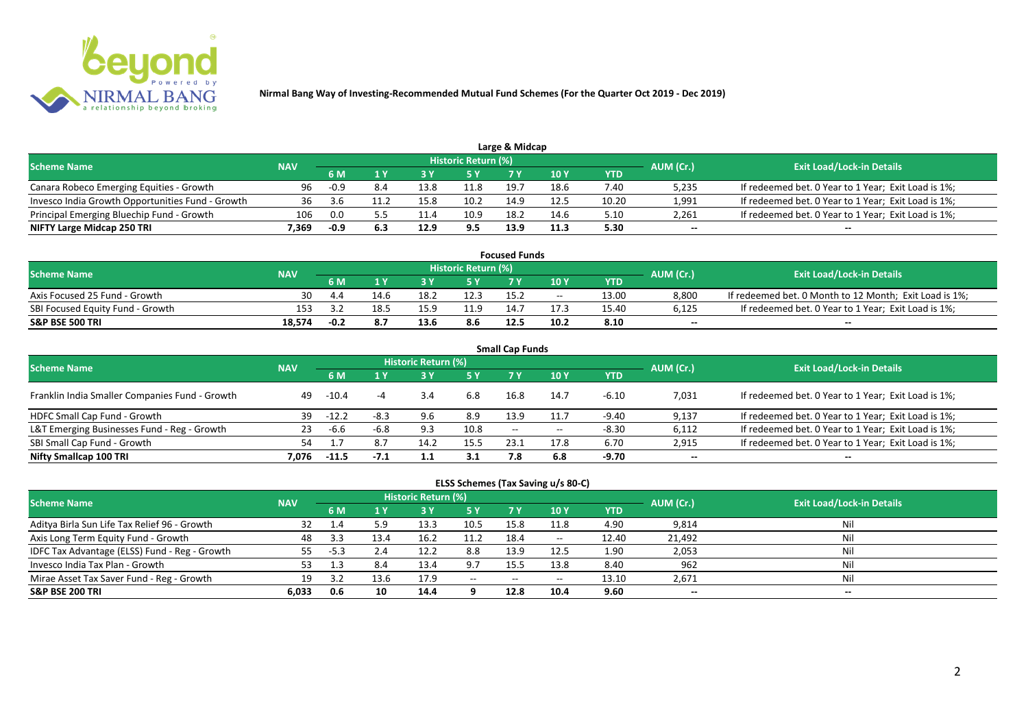**Nirmal Bang Way of Investing-Recommended Mutual Fund Schemes (For the Quarter Oct 2019 - Dec 2019)**

### Large & Midcap

| Scheme Name | NAV | Historic Return (%) | | | | | | | AUM (Cr.) | Exit Load/Lock-in Details |
|---|---|---|---|---|---|---|---|---|---|---|
| | | 6 M | 1 Y | 3 Y | 5 Y | 7 Y | 10 Y | YTD | | |
| Canara Robeco Emerging Equities - Growth | 96 | -0.9 | 8.4 | 13.8 | 11.8 | 19.7 | 18.6 | 7.40 | 5,235 | If redeemed bet. 0 Year to 1 Year; Exit Load is 1%; |
| Invesco India Growth Opportunities Fund - Growth | 36 | 3.6 | 11.2 | 15.8 | 10.2 | 14.9 | 12.5 | 10.20 | 1,991 | If redeemed bet. 0 Year to 1 Year; Exit Load is 1%; |
| Principal Emerging Bluechip Fund - Growth | 106 | 0.0 | 5.5 | 11.4 | 10.9 | 18.2 | 14.6 | 5.10 | 2,261 | If redeemed bet. 0 Year to 1 Year; Exit Load is 1%; |
| **NIFTY Large Midcap 250 TRI** | **7,369** | **-0.9** | **6.3** | **12.9** | **9.5** | **13.9** | **11.3** | **5.30** | **--** | **--** |

### Focused Funds

| Scheme Name | NAV | Historic Return (%) | | | | | | | AUM (Cr.) | Exit Load/Lock-in Details |
|---|---|---|---|---|---|---|---|---|---|---|
| | | 6 M | 1 Y | 3 Y | 5 Y | 7 Y | 10 Y | YTD | | |
| Axis Focused 25 Fund - Growth | 30 | 4.4 | 14.6 | 18.2 | 12.3 | 15.2 | -- | 13.00 | 8,800 | If redeemed bet. 0 Month to 12 Month; Exit Load is 1%; |
| SBI Focused Equity Fund - Growth | 153 | 3.2 | 18.5 | 15.9 | 11.9 | 14.7 | 17.3 | 15.40 | 6,125 | If redeemed bet. 0 Year to 1 Year; Exit Load is 1%; |
| **S&P BSE 500 TRI** | **18,574** | **-0.2** | **8.7** | **13.6** | **8.6** | **12.5** | **10.2** | **8.10** | **--** | **--** |

### Small Cap Funds

| Scheme Name | NAV | Historic Return (%) | | | | | | | AUM (Cr.) | Exit Load/Lock-in Details |
|---|---|---|---|---|---|---|---|---|---|---|
| | | 6 M | 1 Y | 3 Y | 5 Y | 7 Y | 10 Y | YTD | | |
| Franklin India Smaller Companies Fund - Growth | 49 | -10.4 | -4 | 3.4 | 6.8 | 16.8 | 14.7 | -6.10 | 7,031 | If redeemed bet. 0 Year to 1 Year; Exit Load is 1%; |
| HDFC Small Cap Fund - Growth | 39 | -12.2 | -8.3 | 9.6 | 8.9 | 13.9 | 11.7 | -9.40 | 9,137 | If redeemed bet. 0 Year to 1 Year; Exit Load is 1%; |
| L&T Emerging Businesses Fund - Reg - Growth | 23 | -6.6 | -6.8 | 9.3 | 10.8 | -- | -- | -8.30 | 6,112 | If redeemed bet. 0 Year to 1 Year; Exit Load is 1%; |
| SBI Small Cap Fund - Growth | 54 | 1.7 | 8.7 | 14.2 | 15.5 | 23.1 | 17.8 | 6.70 | 2,915 | If redeemed bet. 0 Year to 1 Year; Exit Load is 1%; |
| **Nifty Smallcap 100 TRI** | **7,076** | **-11.5** | **-7.1** | **1.1** | **3.1** | **7.8** | **6.8** | **-9.70** | **--** | **--** |

### ELSS Schemes (Tax Saving u/s 80-C)

| Scheme Name | NAV | Historic Return (%) | | | | | | | AUM (Cr.) | Exit Load/Lock-in Details |
|---|---|---|---|---|---|---|---|---|---|---|
| | | 6 M | 1 Y | 3 Y | 5 Y | 7 Y | 10 Y | YTD | | |
| Aditya Birla Sun Life Tax Relief 96 - Growth | 32 | 1.4 | 5.9 | 13.3 | 10.5 | 15.8 | 11.8 | 4.90 | 9,814 | Nil |
| Axis Long Term Equity Fund - Growth | 48 | 3.3 | 13.4 | 16.2 | 11.2 | 18.4 | -- | 12.40 | 21,492 | Nil |
| IDFC Tax Advantage (ELSS) Fund - Reg - Growth | 55 | -5.3 | 2.4 | 12.2 | 8.8 | 13.9 | 12.5 | 1.90 | 2,053 | Nil |
| Invesco India Tax Plan - Growth | 53 | 1.3 | 8.4 | 13.4 | 9.7 | 15.5 | 13.8 | 8.40 | 962 | Nil |
| Mirae Asset Tax Saver Fund - Reg - Growth | 19 | 3.2 | 13.6 | 17.9 | -- | -- | -- | 13.10 | 2,671 | Nil |
| **S&P BSE 200 TRI** | **6,033** | **0.6** | **10** | **14.4** | **9** | **12.8** | **10.4** | **9.60** | **--** | **--** |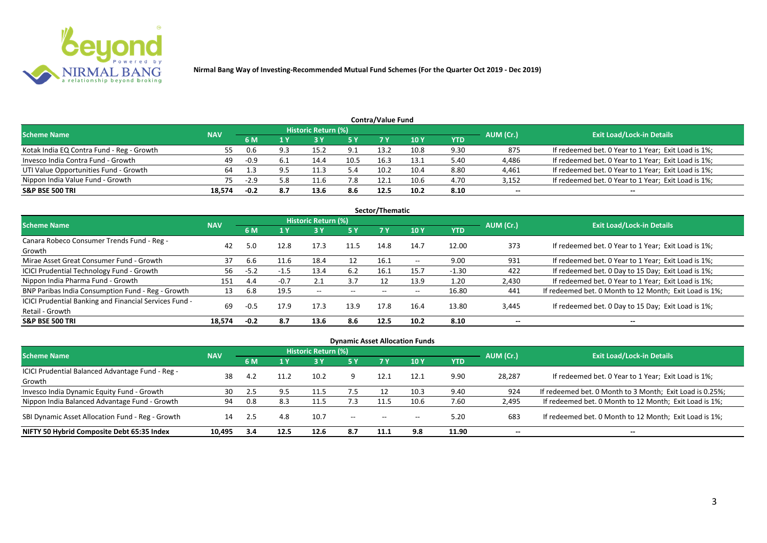Nirmal Bang Way of Investing-Recommended Mutual Fund Schemes (For the Quarter Oct 2019 - Dec 2019)

## Contra/Value Fund

| Scheme Name | NAV | Historic Return (%) | | | | | | | AUM (Cr.) | Exit Load/Lock-in Details |
|---|---|---|---|---|---|---|---|---|---|---|
| | | 6 M | 1 Y | 3 Y | 5 Y | 7 Y | 10 Y | YTD | | |
| Kotak India EQ Contra Fund - Reg - Growth | 55 | 0.6 | 9.3 | 15.2 | 9.1 | 13.2 | 10.8 | 9.30 | 875 | If redeemed bet. 0 Year to 1 Year; Exit Load is 1%; |
| Invesco India Contra Fund - Growth | 49 | -0.9 | 6.1 | 14.4 | 10.5 | 16.3 | 13.1 | 5.40 | 4,486 | If redeemed bet. 0 Year to 1 Year; Exit Load is 1%; |
| UTI Value Opportunities Fund - Growth | 64 | 1.3 | 9.5 | 11.3 | 5.4 | 10.2 | 10.4 | 8.80 | 4,461 | If redeemed bet. 0 Year to 1 Year; Exit Load is 1%; |
| Nippon India Value Fund - Growth | 75 | -2.9 | 5.8 | 11.6 | 7.8 | 12.1 | 10.6 | 4.70 | 3,152 | If redeemed bet. 0 Year to 1 Year; Exit Load is 1%; |
| **S&P BSE 500 TRI** | **18,574** | **-0.2** | **8.7** | **13.6** | **8.6** | **12.5** | **10.2** | **8.10** | **--** | **--** |

## Sector/Thematic

| Scheme Name | NAV | Historic Return (%) | | | | | | | AUM (Cr.) | Exit Load/Lock-in Details |
|---|---|---|---|---|---|---|---|---|---|---|
| | | 6 M | 1 Y | 3 Y | 5 Y | 7 Y | 10 Y | YTD | | |
| Canara Robeco Consumer Trends Fund - Reg - Growth | 42 | 5.0 | 12.8 | 17.3 | 11.5 | 14.8 | 14.7 | 12.00 | 373 | If redeemed bet. 0 Year to 1 Year; Exit Load is 1%; |
| Mirae Asset Great Consumer Fund - Growth | 37 | 6.6 | 11.6 | 18.4 | 12 | 16.1 | -- | 9.00 | 931 | If redeemed bet. 0 Year to 1 Year; Exit Load is 1%; |
| ICICI Prudential Technology Fund - Growth | 56 | -5.2 | -1.5 | 13.4 | 6.2 | 16.1 | 15.7 | -1.30 | 422 | If redeemed bet. 0 Day to 15 Day; Exit Load is 1%; |
| Nippon India Pharma Fund - Growth | 151 | 4.4 | -0.7 | 2.1 | 3.7 | 12 | 13.9 | 1.20 | 2,430 | If redeemed bet. 0 Year to 1 Year; Exit Load is 1%; |
| BNP Paribas India Consumption Fund - Reg - Growth | 13 | 6.8 | 19.5 | -- | -- | -- | -- | 16.80 | 441 | If redeemed bet. 0 Month to 12 Month; Exit Load is 1%; |
| ICICI Prudential Banking and Financial Services Fund - Retail - Growth | 69 | -0.5 | 17.9 | 17.3 | 13.9 | 17.8 | 16.4 | 13.80 | 3,445 | If redeemed bet. 0 Day to 15 Day; Exit Load is 1%; |
| **S&P BSE 500 TRI** | **18,574** | **-0.2** | **8.7** | **13.6** | **8.6** | **12.5** | **10.2** | **8.10** | **--** | **--** |

## Dynamic Asset Allocation Funds

| Scheme Name | NAV | Historic Return (%) | | | | | | | AUM (Cr.) | Exit Load/Lock-in Details |
|---|---|---|---|---|---|---|---|---|---|---|
| | | 6 M | 1 Y | 3 Y | 5 Y | 7 Y | 10 Y | YTD | | |
| ICICI Prudential Balanced Advantage Fund - Reg - Growth | 38 | 4.2 | 11.2 | 10.2 | 9 | 12.1 | 12.1 | 9.90 | 28,287 | If redeemed bet. 0 Year to 1 Year; Exit Load is 1%; |
| Invesco India Dynamic Equity Fund - Growth | 30 | 2.5 | 9.5 | 11.5 | 7.5 | 12 | 10.3 | 9.40 | 924 | If redeemed bet. 0 Month to 3 Month; Exit Load is 0.25%; |
| Nippon India Balanced Advantage Fund - Growth | 94 | 0.8 | 8.3 | 11.5 | 7.3 | 11.5 | 10.6 | 7.60 | 2,495 | If redeemed bet. 0 Month to 12 Month; Exit Load is 1%; |
| SBI Dynamic Asset Allocation Fund - Reg - Growth | 14 | 2.5 | 4.8 | 10.7 | -- | -- | -- | 5.20 | 683 | If redeemed bet. 0 Month to 12 Month; Exit Load is 1%; |
| **NIFTY 50 Hybrid Composite Debt 65:35 Index** | **10,495** | **3.4** | **12.5** | **12.6** | **8.7** | **11.1** | **9.8** | **11.90** | **--** | **--** |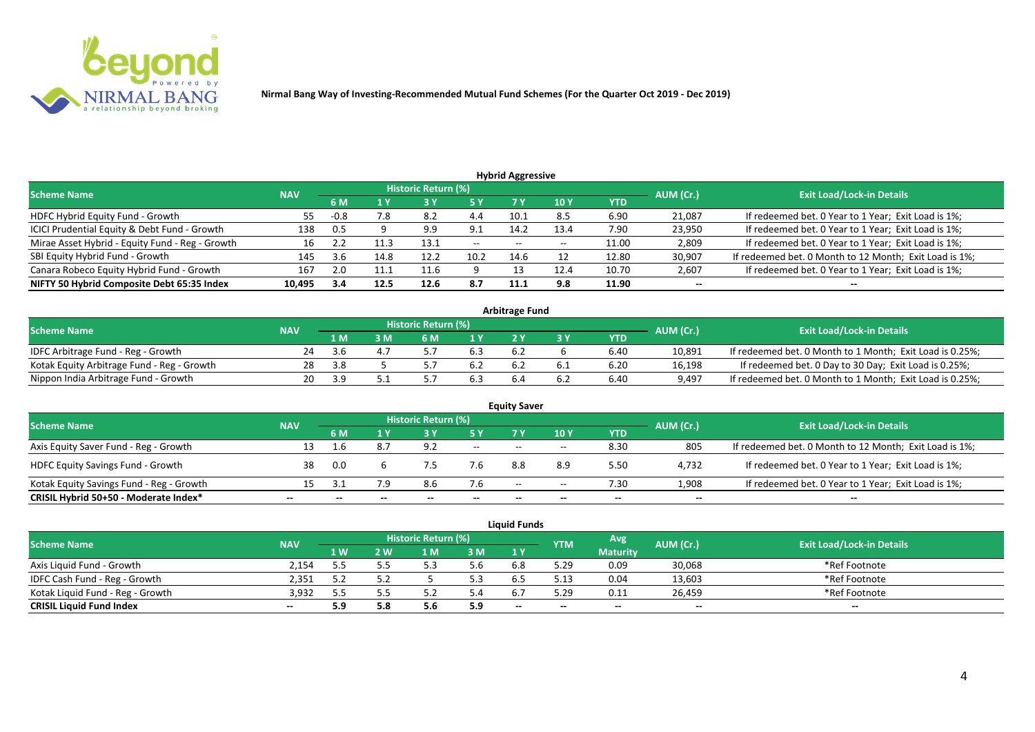**Nirmal Bang Way of Investing-Recommended Mutual Fund Schemes (For the Quarter Oct 2019 - Dec 2019)**

**Hybrid Aggressive**

| Scheme Name | NAV | Historic Return (%) | | | | | | | AUM (Cr.) | Exit Load/Lock-in Details |
|---|---|---|---|---|---|---|---|---|---|---|
| | | 6 M | 1 Y | 3 Y | 5 Y | 7 Y | 10 Y | YTD | | |
| HDFC Hybrid Equity Fund - Growth | 55 | -0.8 | 7.8 | 8.2 | 4.4 | 10.1 | 8.5 | 6.90 | 21,087 | If redeemed bet. 0 Year to 1 Year; Exit Load is 1%; |
| ICICI Prudential Equity & Debt Fund - Growth | 138 | 0.5 | 9 | 9.9 | 9.1 | 14.2 | 13.4 | 7.90 | 23,950 | If redeemed bet. 0 Year to 1 Year; Exit Load is 1%; |
| Mirae Asset Hybrid - Equity Fund - Reg - Growth | 16 | 2.2 | 11.3 | 13.1 | -- | -- | -- | 11.00 | 2,809 | If redeemed bet. 0 Year to 1 Year; Exit Load is 1%; |
| SBI Equity Hybrid Fund - Growth | 145 | 3.6 | 14.8 | 12.2 | 10.2 | 14.6 | 12 | 12.80 | 30,907 | If redeemed bet. 0 Month to 12 Month; Exit Load is 1%; |
| Canara Robeco Equity Hybrid Fund - Growth | 167 | 2.0 | 11.1 | 11.6 | 9 | 13 | 12.4 | 10.70 | 2,607 | If redeemed bet. 0 Year to 1 Year; Exit Load is 1%; |
| **NIFTY 50 Hybrid Composite Debt 65:35 Index** | **10,495** | **3.4** | **12.5** | **12.6** | **8.7** | **11.1** | **9.8** | **11.90** | **--** | **--** |

**Arbitrage Fund**

| Scheme Name | NAV | Historic Return (%) | | | | | | | AUM (Cr.) | Exit Load/Lock-in Details |
|---|---|---|---|---|---|---|---|---|---|---|
| | | 1 M | 3 M | 6 M | 1 Y | 2 Y | 3 Y | YTD | | |
| IDFC Arbitrage Fund - Reg - Growth | 24 | 3.6 | 4.7 | 5.7 | 6.3 | 6.2 | 6 | 6.40 | 10,891 | If redeemed bet. 0 Month to 1 Month; Exit Load is 0.25%; |
| Kotak Equity Arbitrage Fund - Reg - Growth | 28 | 3.8 | 5 | 5.7 | 6.2 | 6.2 | 6.1 | 6.20 | 16,198 | If redeemed bet. 0 Day to 30 Day; Exit Load is 0.25%; |
| Nippon India Arbitrage Fund - Growth | 20 | 3.9 | 5.1 | 5.7 | 6.3 | 6.4 | 6.2 | 6.40 | 9,497 | If redeemed bet. 0 Month to 1 Month; Exit Load is 0.25%; |

**Equity Saver**

| Scheme Name | NAV | Historic Return (%) | | | | | | | AUM (Cr.) | Exit Load/Lock-in Details |
|---|---|---|---|---|---|---|---|---|---|---|
| | | 6 M | 1 Y | 3 Y | 5 Y | 7 Y | 10 Y | YTD | | |
| Axis Equity Saver Fund - Reg - Growth | 13 | 1.6 | 8.7 | 9.2 | -- | -- | -- | 8.30 | 805 | If redeemed bet. 0 Month to 12 Month; Exit Load is 1%; |
| HDFC Equity Savings Fund - Growth | 38 | 0.0 | 6 | 7.5 | 7.6 | 8.8 | 8.9 | 5.50 | 4,732 | If redeemed bet. 0 Year to 1 Year; Exit Load is 1%; |
| Kotak Equity Savings Fund - Reg - Growth | 15 | 3.1 | 7.9 | 8.6 | 7.6 | -- | -- | 7.30 | 1,908 | If redeemed bet. 0 Year to 1 Year; Exit Load is 1%; |
| **CRISIL Hybrid 50+50 - Moderate Index*** | **--** | **--** | **--** | **--** | **--** | **--** | **--** | **--** | **--** | **--** |

**Liquid Funds**

| Scheme Name | NAV | Historic Return (%) | | | | | YTM | Avg Maturity | AUM (Cr.) | Exit Load/Lock-in Details |
|---|---|---|---|---|---|---|---|---|---|---|
| | | 1 W | 2 W | 1 M | 3 M | 1 Y | | | | |
| Axis Liquid Fund - Growth | 2,154 | 5.5 | 5.5 | 5.3 | 5.6 | 6.8 | 5.29 | 0.09 | 30,068 | *Ref Footnote |
| IDFC Cash Fund - Reg - Growth | 2,351 | 5.2 | 5.2 | 5 | 5.3 | 6.5 | 5.13 | 0.04 | 13,603 | *Ref Footnote |
| Kotak Liquid Fund - Reg - Growth | 3,932 | 5.5 | 5.5 | 5.2 | 5.4 | 6.7 | 5.29 | 0.11 | 26,459 | *Ref Footnote |
| **CRISIL Liquid Fund Index** | **--** | **5.9** | **5.8** | **5.6** | **5.9** | **--** | **--** | **--** | **--** | **--** |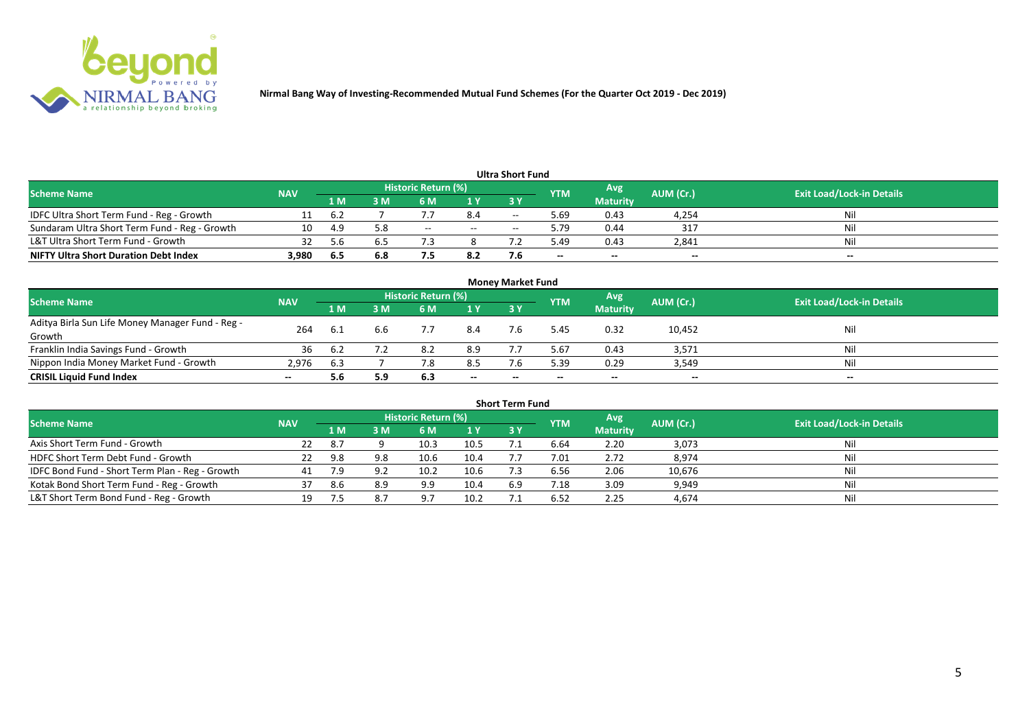**Nirmal Bang Way of Investing-Recommended Mutual Fund Schemes (For the Quarter Oct 2019 - Dec 2019)**

### Ultra Short Fund

| Scheme Name | NAV | Historic Return (%) | | | | | YTM | Avg Maturity | AUM (Cr.) | Exit Load/Lock-in Details |
|---|---|---|---|---|---|---|---|---|---|---|
| | | 1 M | 3 M | 6 M | 1 Y | 3 Y | | | | |
| IDFC Ultra Short Term Fund - Reg - Growth | 11 | 6.2 | 7 | 7.7 | 8.4 | -- | 5.69 | 0.43 | 4,254 | Nil |
| Sundaram Ultra Short Term Fund - Reg - Growth | 10 | 4.9 | 5.8 | -- | -- | -- | 5.79 | 0.44 | 317 | Nil |
| L&T Ultra Short Term Fund - Growth | 32 | 5.6 | 6.5 | 7.3 | 8 | 7.2 | 5.49 | 0.43 | 2,841 | Nil |
| **NIFTY Ultra Short Duration Debt Index** | **3,980** | **6.5** | **6.8** | **7.5** | **8.2** | **7.6** | **--** | **--** | **--** | **--** |

### Money Market Fund

| Scheme Name | NAV | Historic Return (%) | | | | | YTM | Avg Maturity | AUM (Cr.) | Exit Load/Lock-in Details |
|---|---|---|---|---|---|---|---|---|---|---|
| | | 1 M | 3 M | 6 M | 1 Y | 3 Y | | | | |
| Aditya Birla Sun Life Money Manager Fund - Reg - Growth | 264 | 6.1 | 6.6 | 7.7 | 8.4 | 7.6 | 5.45 | 0.32 | 10,452 | Nil |
| Franklin India Savings Fund - Growth | 36 | 6.2 | 7.2 | 8.2 | 8.9 | 7.7 | 5.67 | 0.43 | 3,571 | Nil |
| Nippon India Money Market Fund - Growth | 2,976 | 6.3 | 7 | 7.8 | 8.5 | 7.6 | 5.39 | 0.29 | 3,549 | Nil |
| **CRISIL Liquid Fund Index** | **--** | **5.6** | **5.9** | **6.3** | **--** | **--** | **--** | **--** | **--** | **--** |

### Short Term Fund

| Scheme Name | NAV | Historic Return (%) | | | | | YTM | Avg Maturity | AUM (Cr.) | Exit Load/Lock-in Details |
|---|---|---|---|---|---|---|---|---|---|---|
| | | 1 M | 3 M | 6 M | 1 Y | 3 Y | | | | |
| Axis Short Term Fund - Growth | 22 | 8.7 | 9 | 10.3 | 10.5 | 7.1 | 6.64 | 2.20 | 3,073 | Nil |
| HDFC Short Term Debt Fund - Growth | 22 | 9.8 | 9.8 | 10.6 | 10.4 | 7.7 | 7.01 | 2.72 | 8,974 | Nil |
| IDFC Bond Fund - Short Term Plan - Reg - Growth | 41 | 7.9 | 9.2 | 10.2 | 10.6 | 7.3 | 6.56 | 2.06 | 10,676 | Nil |
| Kotak Bond Short Term Fund - Reg - Growth | 37 | 8.6 | 8.9 | 9.9 | 10.4 | 6.9 | 7.18 | 3.09 | 9,949 | Nil |
| L&T Short Term Bond Fund - Reg - Growth | 19 | 7.5 | 8.7 | 9.7 | 10.2 | 7.1 | 6.52 | 2.25 | 4,674 | Nil |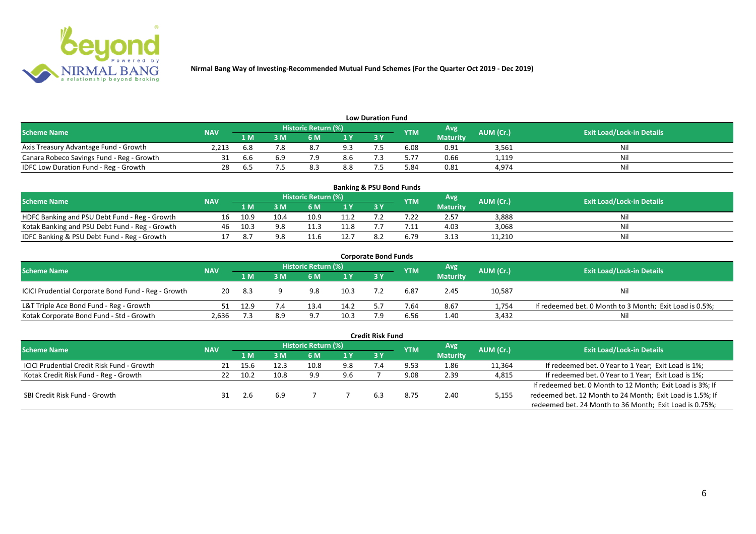Nirmal Bang Way of Investing-Recommended Mutual Fund Schemes (For the Quarter Oct 2019 - Dec 2019)

## Low Duration Fund

| Scheme Name | NAV | Historic Return (%) | | | | | YTM | Avg Maturity | AUM (Cr.) | Exit Load/Lock-in Details |
|---|---|---|---|---|---|---|---|---|---|---|
| | | 1 M | 3 M | 6 M | 1 Y | 3 Y | | | | |
| Axis Treasury Advantage Fund - Growth | 2,213 | 6.8 | 7.8 | 8.7 | 9.3 | 7.5 | 6.08 | 0.91 | 3,561 | Nil |
| Canara Robeco Savings Fund - Reg - Growth | 31 | 6.6 | 6.9 | 7.9 | 8.6 | 7.3 | 5.77 | 0.66 | 1,119 | Nil |
| IDFC Low Duration Fund - Reg - Growth | 28 | 6.5 | 7.5 | 8.3 | 8.8 | 7.5 | 5.84 | 0.81 | 4,974 | Nil |

## Banking & PSU Bond Funds

| Scheme Name | NAV | Historic Return (%) | | | | | YTM | Avg Maturity | AUM (Cr.) | Exit Load/Lock-in Details |
|---|---|---|---|---|---|---|---|---|---|---|
| | | 1 M | 3 M | 6 M | 1 Y | 3 Y | | | | |
| HDFC Banking and PSU Debt Fund - Reg - Growth | 16 | 10.9 | 10.4 | 10.9 | 11.2 | 7.2 | 7.22 | 2.57 | 3,888 | Nil |
| Kotak Banking and PSU Debt Fund - Reg - Growth | 46 | 10.3 | 9.8 | 11.3 | 11.8 | 7.7 | 7.11 | 4.03 | 3,068 | Nil |
| IDFC Banking & PSU Debt Fund - Reg - Growth | 17 | 8.7 | 9.8 | 11.6 | 12.7 | 8.2 | 6.79 | 3.13 | 11,210 | Nil |

## Corporate Bond Funds

| Scheme Name | NAV | Historic Return (%) | | | | | YTM | Avg Maturity | AUM (Cr.) | Exit Load/Lock-in Details |
|---|---|---|---|---|---|---|---|---|---|---|
| | | 1 M | 3 M | 6 M | 1 Y | 3 Y | | | | |
| ICICI Prudential Corporate Bond Fund - Reg - Growth | 20 | 8.3 | 9 | 9.8 | 10.3 | 7.2 | 6.87 | 2.45 | 10,587 | Nil |
| L&T Triple Ace Bond Fund - Reg - Growth | 51 | 12.9 | 7.4 | 13.4 | 14.2 | 5.7 | 7.64 | 8.67 | 1,754 | If redeemed bet. 0 Month to 3 Month; Exit Load is 0.5%; |
| Kotak Corporate Bond Fund - Std - Growth | 2,636 | 7.3 | 8.9 | 9.7 | 10.3 | 7.9 | 6.56 | 1.40 | 3,432 | Nil |

## Credit Risk Fund

| Scheme Name | NAV | Historic Return (%) | | | | | YTM | Avg Maturity | AUM (Cr.) | Exit Load/Lock-in Details |
|---|---|---|---|---|---|---|---|---|---|---|
| | | 1 M | 3 M | 6 M | 1 Y | 3 Y | | | | |
| ICICI Prudential Credit Risk Fund - Growth | 21 | 15.6 | 12.3 | 10.8 | 9.8 | 7.4 | 9.53 | 1.86 | 11,364 | If redeemed bet. 0 Year to 1 Year; Exit Load is 1%; |
| Kotak Credit Risk Fund - Reg - Growth | 22 | 10.2 | 10.8 | 9.9 | 9.6 | 7 | 9.08 | 2.39 | 4,815 | If redeemed bet. 0 Year to 1 Year; Exit Load is 1%; |
| SBI Credit Risk Fund - Growth | 31 | 2.6 | 6.9 | 7 | 7 | 6.3 | 8.75 | 2.40 | 5,155 | If redeemed bet. 0 Month to 12 Month; Exit Load is 3%; If redeemed bet. 12 Month to 24 Month; Exit Load is 1.5%; If redeemed bet. 24 Month to 36 Month; Exit Load is 0.75%; |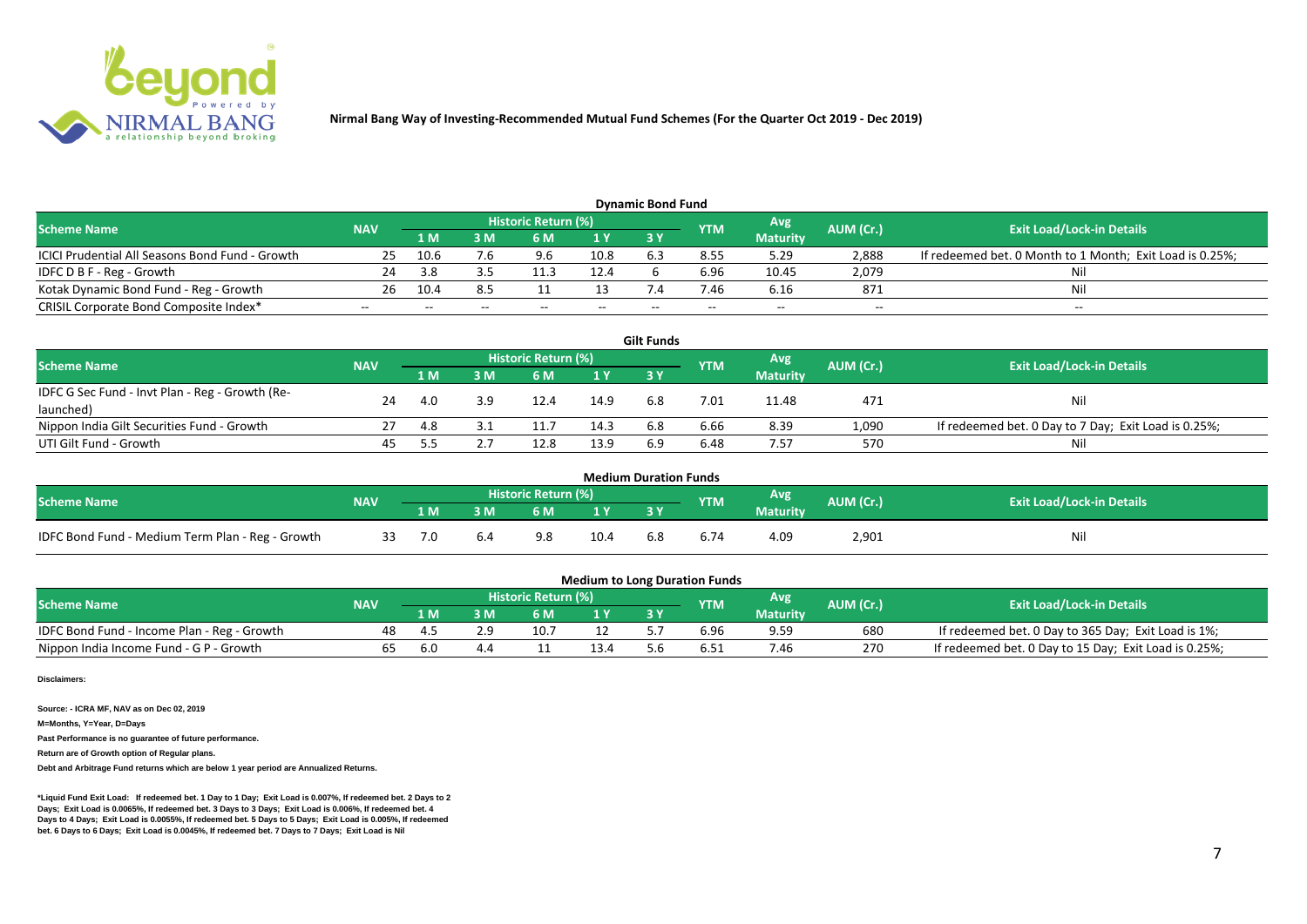**Nirmal Bang Way of Investing-Recommended Mutual Fund Schemes (For the Quarter Oct 2019 - Dec 2019)**

## Dynamic Bond Fund

| Scheme Name | NAV | Historic Return (%) | | | | | YTM | Avg Maturity | AUM (Cr.) | Exit Load/Lock-in Details |
|---|---|---|---|---|---|---|---|---|---|---|
| | | 1 M | 3 M | 6 M | 1 Y | 3 Y | | | | |
| ICICI Prudential All Seasons Bond Fund - Growth | 25 | 10.6 | 7.6 | 9.6 | 10.8 | 6.3 | 8.55 | 5.29 | 2,888 | If redeemed bet. 0 Month to 1 Month; Exit Load is 0.25%; |
| IDFC D B F - Reg - Growth | 24 | 3.8 | 3.5 | 11.3 | 12.4 | 6 | 6.96 | 10.45 | 2,079 | Nil |
| Kotak Dynamic Bond Fund - Reg - Growth | 26 | 10.4 | 8.5 | 11 | 13 | 7.4 | 7.46 | 6.16 | 871 | Nil |
| CRISIL Corporate Bond Composite Index* | -- | -- | -- | -- | -- | -- | -- | -- | -- | -- |

## Gilt Funds

| Scheme Name | NAV | Historic Return (%) | | | | | YTM | Avg Maturity | AUM (Cr.) | Exit Load/Lock-in Details |
|---|---|---|---|---|---|---|---|---|---|---|
| | | 1 M | 3 M | 6 M | 1 Y | 3 Y | | | | |
| IDFC G Sec Fund - Invt Plan - Reg - Growth (Re-launched) | 24 | 4.0 | 3.9 | 12.4 | 14.9 | 6.8 | 7.01 | 11.48 | 471 | Nil |
| Nippon India Gilt Securities Fund - Growth | 27 | 4.8 | 3.1 | 11.7 | 14.3 | 6.8 | 6.66 | 8.39 | 1,090 | If redeemed bet. 0 Day to 7 Day; Exit Load is 0.25%; |
| UTI Gilt Fund - Growth | 45 | 5.5 | 2.7 | 12.8 | 13.9 | 6.9 | 6.48 | 7.57 | 570 | Nil |

## Medium Duration Funds

| Scheme Name | NAV | Historic Return (%) | | | | | YTM | Avg Maturity | AUM (Cr.) | Exit Load/Lock-in Details |
|---|---|---|---|---|---|---|---|---|---|---|
| | | 1 M | 3 M | 6 M | 1 Y | 3 Y | | | | |
| IDFC Bond Fund - Medium Term Plan - Reg - Growth | 33 | 7.0 | 6.4 | 9.8 | 10.4 | 6.8 | 6.74 | 4.09 | 2,901 | Nil |

## Medium to Long Duration Funds

| Scheme Name | NAV | Historic Return (%) | | | | | YTM | Avg Maturity | AUM (Cr.) | Exit Load/Lock-in Details |
|---|---|---|---|---|---|---|---|---|---|---|
| | | 1 M | 3 M | 6 M | 1 Y | 3 Y | | | | |
| IDFC Bond Fund - Income Plan - Reg - Growth | 48 | 4.5 | 2.9 | 10.7 | 12 | 5.7 | 6.96 | 9.59 | 680 | If redeemed bet. 0 Day to 365 Day; Exit Load is 1%; |
| Nippon India Income Fund - G P - Growth | 65 | 6.0 | 4.4 | 11 | 13.4 | 5.6 | 6.51 | 7.46 | 270 | If redeemed bet. 0 Day to 15 Day; Exit Load is 0.25%; |

**Disclaimers:**

**Source: - ICRA MF, NAV as on Dec 02, 2019**

**M=Months, Y=Year, D=Days**

**Past Performance is no guarantee of future performance.**

**Return are of Growth option of Regular plans.**

**Debt and Arbitrage Fund returns which are below 1 year period are Annualized Returns.**

**\*Liquid Fund Exit Load: If redeemed bet. 1 Day to 1 Day; Exit Load is 0.007%, If redeemed bet. 2 Days to 2 Days; Exit Load is 0.0065%, If redeemed bet. 3 Days to 3 Days; Exit Load is 0.006%, If redeemed bet. 4 Days to 4 Days; Exit Load is 0.0055%, If redeemed bet. 5 Days to 5 Days; Exit Load is 0.005%, If redeemed bet. 6 Days to 6 Days; Exit Load is 0.0045%, If redeemed bet. 7 Days to 7 Days; Exit Load is Nil**